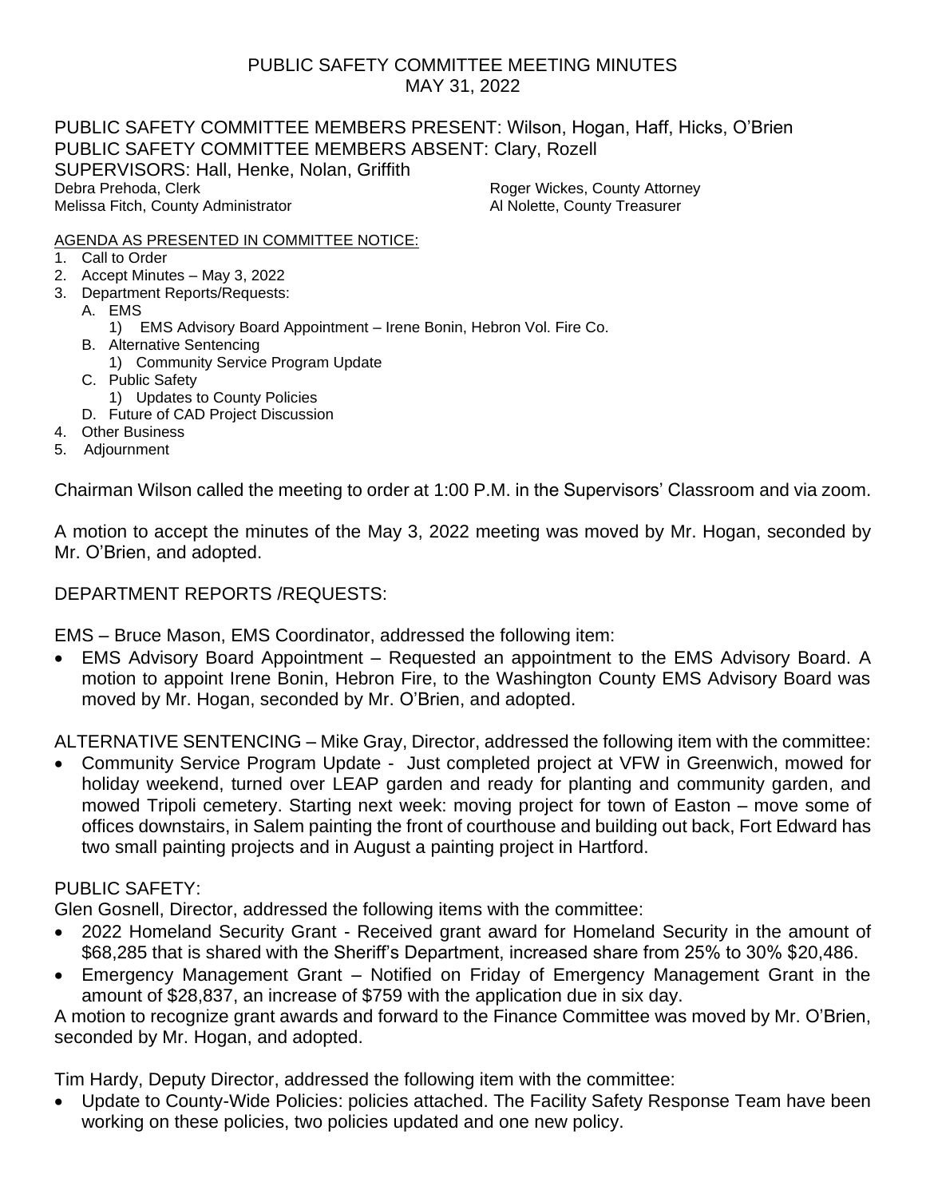# PUBLIC SAFETY COMMITTEE MEETING MINUTES
## MAY 31, 2022

PUBLIC SAFETY COMMITTEE MEMBERS PRESENT: Wilson, Hogan, Haff, Hicks, O'Brien
PUBLIC SAFETY COMMITTEE MEMBERS ABSENT: Clary, Rozell
SUPERVISORS: Hall, Henke, Nolan, Griffith

Debra Prehoda, Clerk
Melissa Fitch, County Administrator
Roger Wickes, County Attorney
Al Nolette, County Treasurer

AGENDA AS PRESENTED IN COMMITTEE NOTICE:

1. Call to Order
2. Accept Minutes – May 3, 2022
3. Department Reports/Requests:
   - A. EMS
     1) EMS Advisory Board Appointment – Irene Bonin, Hebron Vol. Fire Co.
   - B. Alternative Sentencing
     1) Community Service Program Update
   - C. Public Safety
     1) Updates to County Policies
   - D. Future of CAD Project Discussion
4. Other Business
5. Adjournment

Chairman Wilson called the meeting to order at 1:00 P.M. in the Supervisors' Classroom and via zoom.

A motion to accept the minutes of the May 3, 2022 meeting was moved by Mr. Hogan, seconded by Mr. O'Brien, and adopted.

DEPARTMENT REPORTS /REQUESTS:

EMS – Bruce Mason, EMS Coordinator, addressed the following item:

- EMS Advisory Board Appointment – Requested an appointment to the EMS Advisory Board. A motion to appoint Irene Bonin, Hebron Fire, to the Washington County EMS Advisory Board was moved by Mr. Hogan, seconded by Mr. O'Brien, and adopted.

ALTERNATIVE SENTENCING – Mike Gray, Director, addressed the following item with the committee:

- Community Service Program Update - Just completed project at VFW in Greenwich, mowed for holiday weekend, turned over LEAP garden and ready for planting and community garden, and mowed Tripoli cemetery. Starting next week: moving project for town of Easton – move some of offices downstairs, in Salem painting the front of courthouse and building out back, Fort Edward has two small painting projects and in August a painting project in Hartford.

PUBLIC SAFETY:

Glen Gosnell, Director, addressed the following items with the committee:

- 2022 Homeland Security Grant - Received grant award for Homeland Security in the amount of $68,285 that is shared with the Sheriff's Department, increased share from 25% to 30% $20,486.
- Emergency Management Grant – Notified on Friday of Emergency Management Grant in the amount of $28,837, an increase of $759 with the application due in six day.

A motion to recognize grant awards and forward to the Finance Committee was moved by Mr. O'Brien, seconded by Mr. Hogan, and adopted.

Tim Hardy, Deputy Director, addressed the following item with the committee:

- Update to County-Wide Policies: policies attached. The Facility Safety Response Team have been working on these policies, two policies updated and one new policy.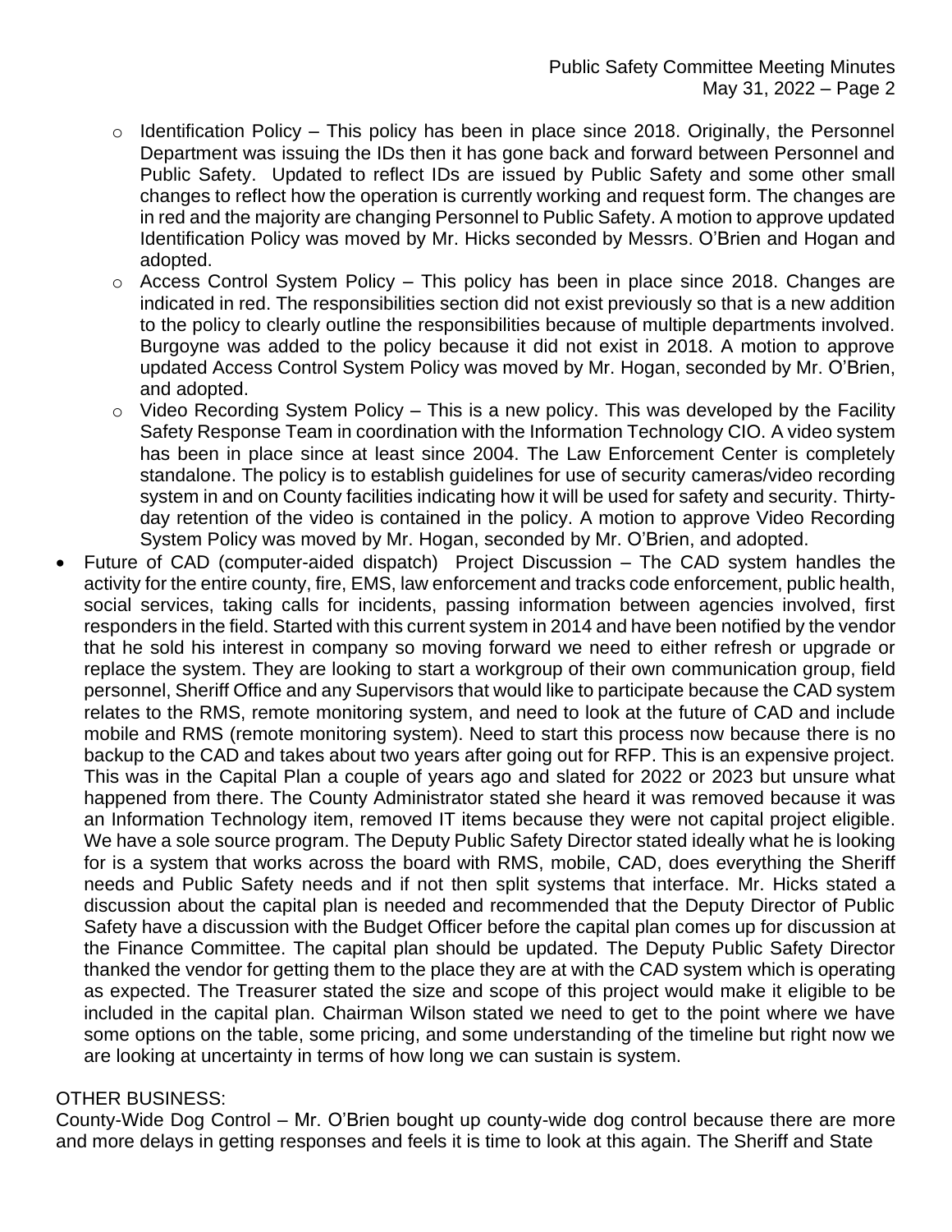- Identification Policy – This policy has been in place since 2018. Originally, the Personnel Department was issuing the IDs then it has gone back and forward between Personnel and Public Safety. Updated to reflect IDs are issued by Public Safety and some other small changes to reflect how the operation is currently working and request form. The changes are in red and the majority are changing Personnel to Public Safety. A motion to approve updated Identification Policy was moved by Mr. Hicks seconded by Messrs. O'Brien and Hogan and adopted.
- Access Control System Policy – This policy has been in place since 2018. Changes are indicated in red. The responsibilities section did not exist previously so that is a new addition to the policy to clearly outline the responsibilities because of multiple departments involved. Burgoyne was added to the policy because it did not exist in 2018. A motion to approve updated Access Control System Policy was moved by Mr. Hogan, seconded by Mr. O'Brien, and adopted.
- Video Recording System Policy – This is a new policy. This was developed by the Facility Safety Response Team in coordination with the Information Technology CIO. A video system has been in place since at least since 2004. The Law Enforcement Center is completely standalone. The policy is to establish guidelines for use of security cameras/video recording system in and on County facilities indicating how it will be used for safety and security. Thirty-day retention of the video is contained in the policy. A motion to approve Video Recording System Policy was moved by Mr. Hogan, seconded by Mr. O'Brien, and adopted.

- Future of CAD (computer-aided dispatch) Project Discussion – The CAD system handles the activity for the entire county, fire, EMS, law enforcement and tracks code enforcement, public health, social services, taking calls for incidents, passing information between agencies involved, first responders in the field. Started with this current system in 2014 and have been notified by the vendor that he sold his interest in company so moving forward we need to either refresh or upgrade or replace the system. They are looking to start a workgroup of their own communication group, field personnel, Sheriff Office and any Supervisors that would like to participate because the CAD system relates to the RMS, remote monitoring system, and need to look at the future of CAD and include mobile and RMS (remote monitoring system). Need to start this process now because there is no backup to the CAD and takes about two years after going out for RFP. This is an expensive project. This was in the Capital Plan a couple of years ago and slated for 2022 or 2023 but unsure what happened from there. The County Administrator stated she heard it was removed because it was an Information Technology item, removed IT items because they were not capital project eligible. We have a sole source program. The Deputy Public Safety Director stated ideally what he is looking for is a system that works across the board with RMS, mobile, CAD, does everything the Sheriff needs and Public Safety needs and if not then split systems that interface. Mr. Hicks stated a discussion about the capital plan is needed and recommended that the Deputy Director of Public Safety have a discussion with the Budget Officer before the capital plan comes up for discussion at the Finance Committee. The capital plan should be updated. The Deputy Public Safety Director thanked the vendor for getting them to the place they are at with the CAD system which is operating as expected. The Treasurer stated the size and scope of this project would make it eligible to be included in the capital plan. Chairman Wilson stated we need to get to the point where we have some options on the table, some pricing, and some understanding of the timeline but right now we are looking at uncertainty in terms of how long we can sustain is system.

OTHER BUSINESS:

County-Wide Dog Control – Mr. O'Brien bought up county-wide dog control because there are more and more delays in getting responses and feels it is time to look at this again. The Sheriff and State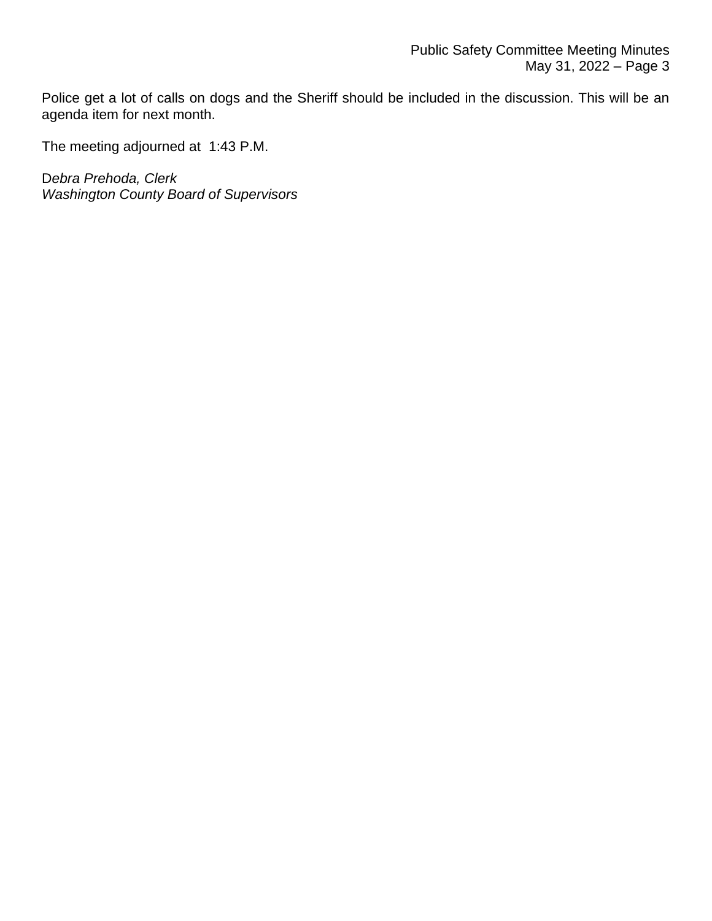Police get a lot of calls on dogs and the Sheriff should be included in the discussion. This will be an agenda item for next month.

The meeting adjourned at 1:43 P.M.

D*ebra Prehoda, Clerk*
*Washington County Board of Supervisors*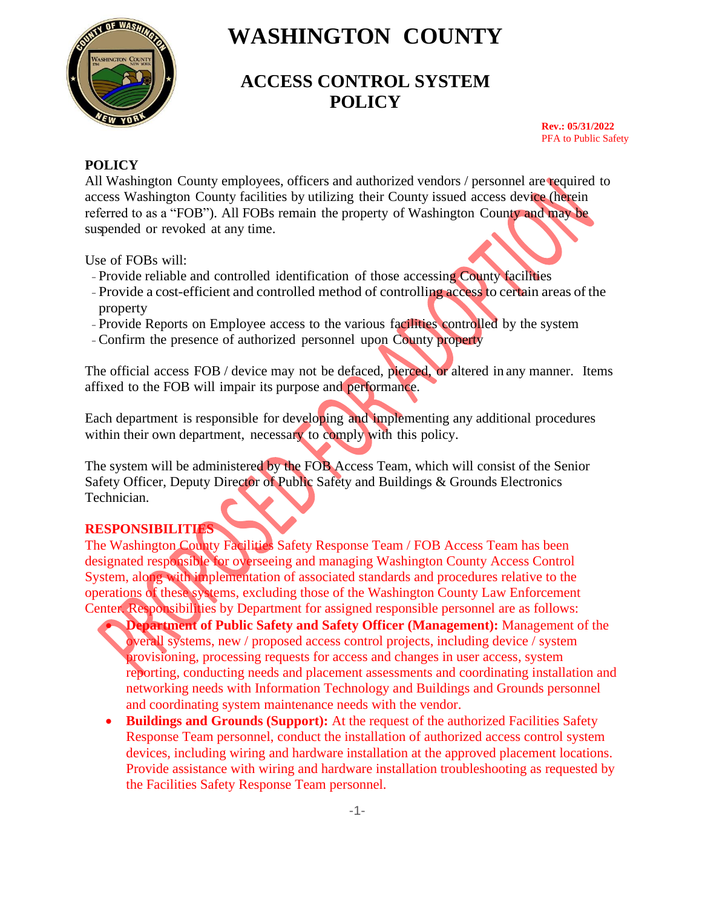# WASHINGTON COUNTY

## ACCESS CONTROL SYSTEM POLICY

**Rev.: 05/31/2022**
PFA to Public Safety

PROPOSED FOR ADOPTION

**POLICY**

All Washington County employees, officers and authorized vendors / personnel are required to access Washington County facilities by utilizing their County issued access device (herein referred to as a "FOB"). All FOBs remain the property of Washington County and may be suspended or revoked at any time.

Use of FOBs will:

- Provide reliable and controlled identification of those accessing County facilities
- Provide a cost-efficient and controlled method of controlling access to certain areas of the property
- Provide Reports on Employee access to the various facilities controlled by the system
- Confirm the presence of authorized personnel upon County property

The official access FOB / device may not be defaced, pierced, or altered in any manner. Items affixed to the FOB will impair its purpose and performance.

Each department is responsible for developing and implementing any additional procedures within their own department, necessary to comply with this policy.

The system will be administered by the FOB Access Team, which will consist of the Senior Safety Officer, Deputy Director of Public Safety and Buildings & Grounds Electronics Technician.

**RESPONSIBILITIES**

The Washington County Facilities Safety Response Team / FOB Access Team has been designated responsible for overseeing and managing Washington County Access Control System, along with implementation of associated standards and procedures relative to the operations of these systems, excluding those of the Washington County Law Enforcement Center. Responsibilities by Department for assigned responsible personnel are as follows:

- **Department of Public Safety and Safety Officer (Management):** Management of the overall systems, new / proposed access control projects, including device / system provisioning, processing requests for access and changes in user access, system reporting, conducting needs and placement assessments and coordinating installation and networking needs with Information Technology and Buildings and Grounds personnel and coordinating system maintenance needs with the vendor.
- **Buildings and Grounds (Support):** At the request of the authorized Facilities Safety Response Team personnel, conduct the installation of authorized access control system devices, including wiring and hardware installation at the approved placement locations. Provide assistance with wiring and hardware installation troubleshooting as requested by the Facilities Safety Response Team personnel.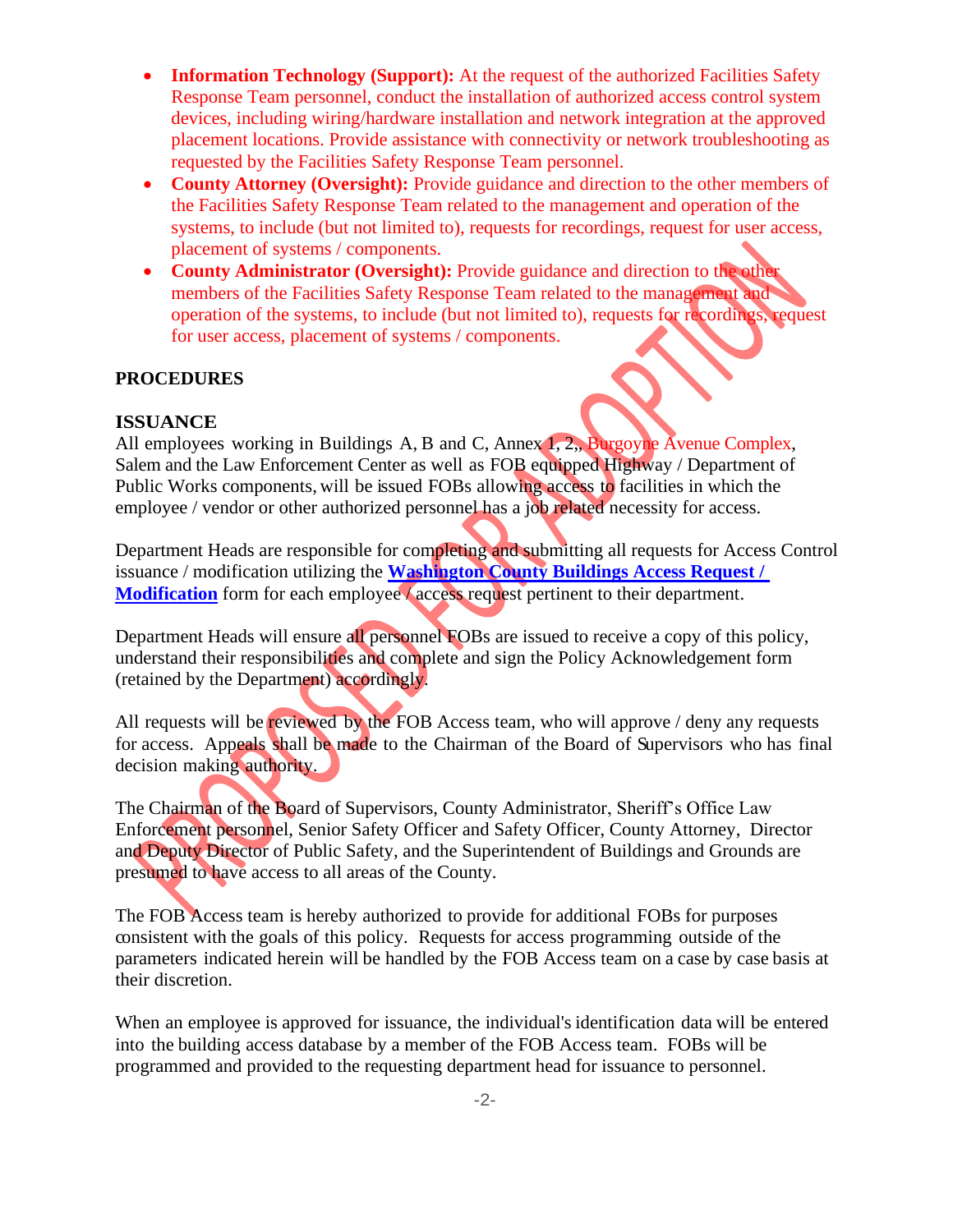- **Information Technology (Support):** At the request of the authorized Facilities Safety Response Team personnel, conduct the installation of authorized access control system devices, including wiring/hardware installation and network integration at the approved placement locations. Provide assistance with connectivity or network troubleshooting as requested by the Facilities Safety Response Team personnel.
- **County Attorney (Oversight):** Provide guidance and direction to the other members of the Facilities Safety Response Team related to the management and operation of the systems, to include (but not limited to), requests for recordings, request for user access, placement of systems / components.
- **County Administrator (Oversight):** Provide guidance and direction to the other members of the Facilities Safety Response Team related to the management and operation of the systems, to include (but not limited to), requests for recordings, request for user access, placement of systems / components.

## PROCEDURES

### ISSUANCE

All employees working in Buildings A, B and C, Annex 1, 2,, Burgoyne Avenue Complex, Salem and the Law Enforcement Center as well as FOB equipped Highway / Department of Public Works components, will be issued FOBs allowing access to facilities in which the employee / vendor or other authorized personnel has a job related necessity for access.

Department Heads are responsible for completing and submitting all requests for Access Control issuance / modification utilizing the **Washington County Buildings Access Request / Modification** form for each employee / access request pertinent to their department.

Department Heads will ensure all personnel FOBs are issued to receive a copy of this policy, understand their responsibilities and complete and sign the Policy Acknowledgement form (retained by the Department) accordingly.

All requests will be reviewed by the FOB Access team, who will approve / deny any requests for access. Appeals shall be made to the Chairman of the Board of Supervisors who has final decision making authority.

The Chairman of the Board of Supervisors, County Administrator, Sheriff's Office Law Enforcement personnel, Senior Safety Officer and Safety Officer, County Attorney, Director and Deputy Director of Public Safety, and the Superintendent of Buildings and Grounds are presumed to have access to all areas of the County.

The FOB Access team is hereby authorized to provide for additional FOBs for purposes consistent with the goals of this policy. Requests for access programming outside of the parameters indicated herein will be handled by the FOB Access team on a case by case basis at their discretion.

When an employee is approved for issuance, the individual's identification data will be entered into the building access database by a member of the FOB Access team. FOBs will be programmed and provided to the requesting department head for issuance to personnel.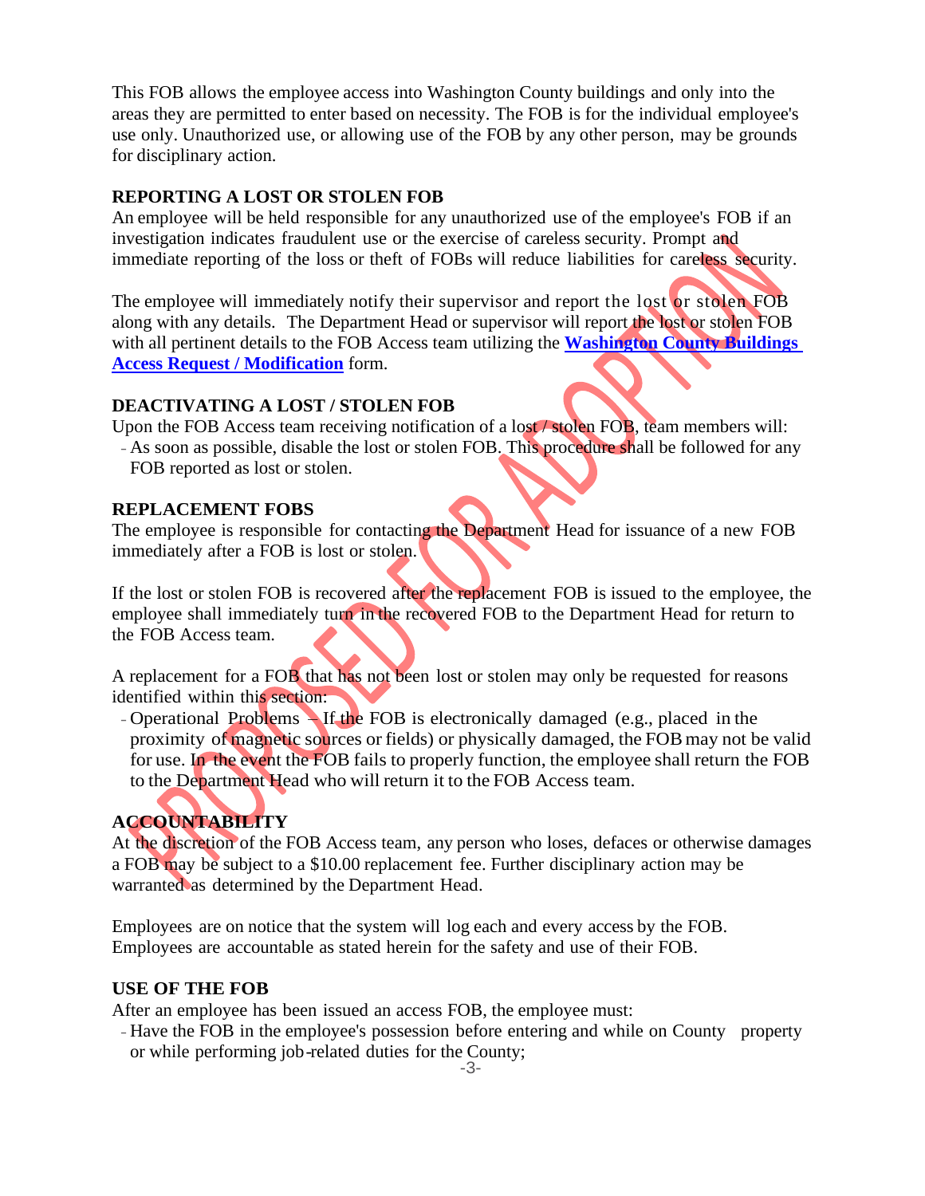This FOB allows the employee access into Washington County buildings and only into the areas they are permitted to enter based on necessity. The FOB is for the individual employee's use only. Unauthorized use, or allowing use of the FOB by any other person, may be grounds for disciplinary action.

**REPORTING A LOST OR STOLEN FOB**

An employee will be held responsible for any unauthorized use of the employee's FOB if an investigation indicates fraudulent use or the exercise of careless security. Prompt and immediate reporting of the loss or theft of FOBs will reduce liabilities for careless security.

The employee will immediately notify their supervisor and report the lost or stolen FOB along with any details. The Department Head or supervisor will report the lost or stolen FOB with all pertinent details to the FOB Access team utilizing the **Washington County Buildings Access Request / Modification** form.

**DEACTIVATING A LOST / STOLEN FOB**

Upon the FOB Access team receiving notification of a lost / stolen FOB, team members will:

- As soon as possible, disable the lost or stolen FOB. This procedure shall be followed for any FOB reported as lost or stolen.

**REPLACEMENT FOBS**

The employee is responsible for contacting the Department Head for issuance of a new FOB immediately after a FOB is lost or stolen.

If the lost or stolen FOB is recovered after the replacement FOB is issued to the employee, the employee shall immediately turn in the recovered FOB to the Department Head for return to the FOB Access team.

A replacement for a FOB that has not been lost or stolen may only be requested for reasons identified within this section:

- Operational Problems – If the FOB is electronically damaged (e.g., placed in the proximity of magnetic sources or fields) or physically damaged, the FOB may not be valid for use. In the event the FOB fails to properly function, the employee shall return the FOB to the Department Head who will return it to the FOB Access team.

**ACCOUNTABILITY**

At the discretion of the FOB Access team, any person who loses, defaces or otherwise damages a FOB may be subject to a $10.00 replacement fee. Further disciplinary action may be warranted as determined by the Department Head.

Employees are on notice that the system will log each and every access by the FOB. Employees are accountable as stated herein for the safety and use of their FOB.

**USE OF THE FOB**

After an employee has been issued an access FOB, the employee must:

- Have the FOB in the employee's possession before entering and while on County property or while performing job-related duties for the County;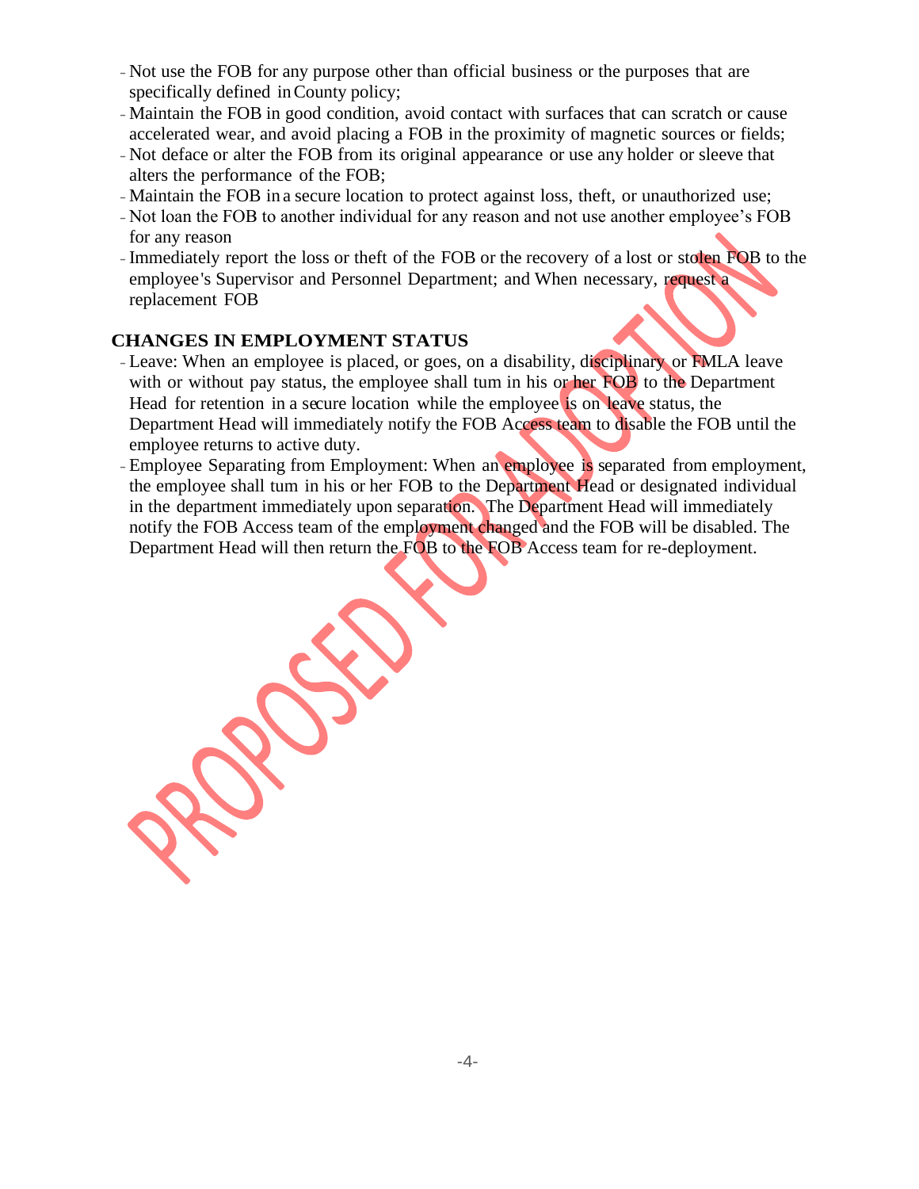- Not use the FOB for any purpose other than official business or the purposes that are specifically defined in County policy;
- Maintain the FOB in good condition, avoid contact with surfaces that can scratch or cause accelerated wear, and avoid placing a FOB in the proximity of magnetic sources or fields;
- Not deface or alter the FOB from its original appearance or use any holder or sleeve that alters the performance of the FOB;
- Maintain the FOB in a secure location to protect against loss, theft, or unauthorized use;
- Not loan the FOB to another individual for any reason and not use another employee's FOB for any reason
- Immediately report the loss or theft of the FOB or the recovery of a lost or stolen FOB to the employee's Supervisor and Personnel Department; and When necessary, request a replacement FOB

**CHANGES IN EMPLOYMENT STATUS**

- Leave: When an employee is placed, or goes, on a disability, disciplinary or FMLA leave with or without pay status, the employee shall tum in his or her FOB to the Department Head for retention in a secure location while the employee is on leave status, the Department Head will immediately notify the FOB Access team to disable the FOB until the employee returns to active duty.
- Employee Separating from Employment: When an employee is separated from employment, the employee shall tum in his or her FOB to the Department Head or designated individual in the department immediately upon separation. The Department Head will immediately notify the FOB Access team of the employment changed and the FOB will be disabled. The Department Head will then return the FOB to the FOB Access team for re-deployment.

PROPOSED FOR ADOPTION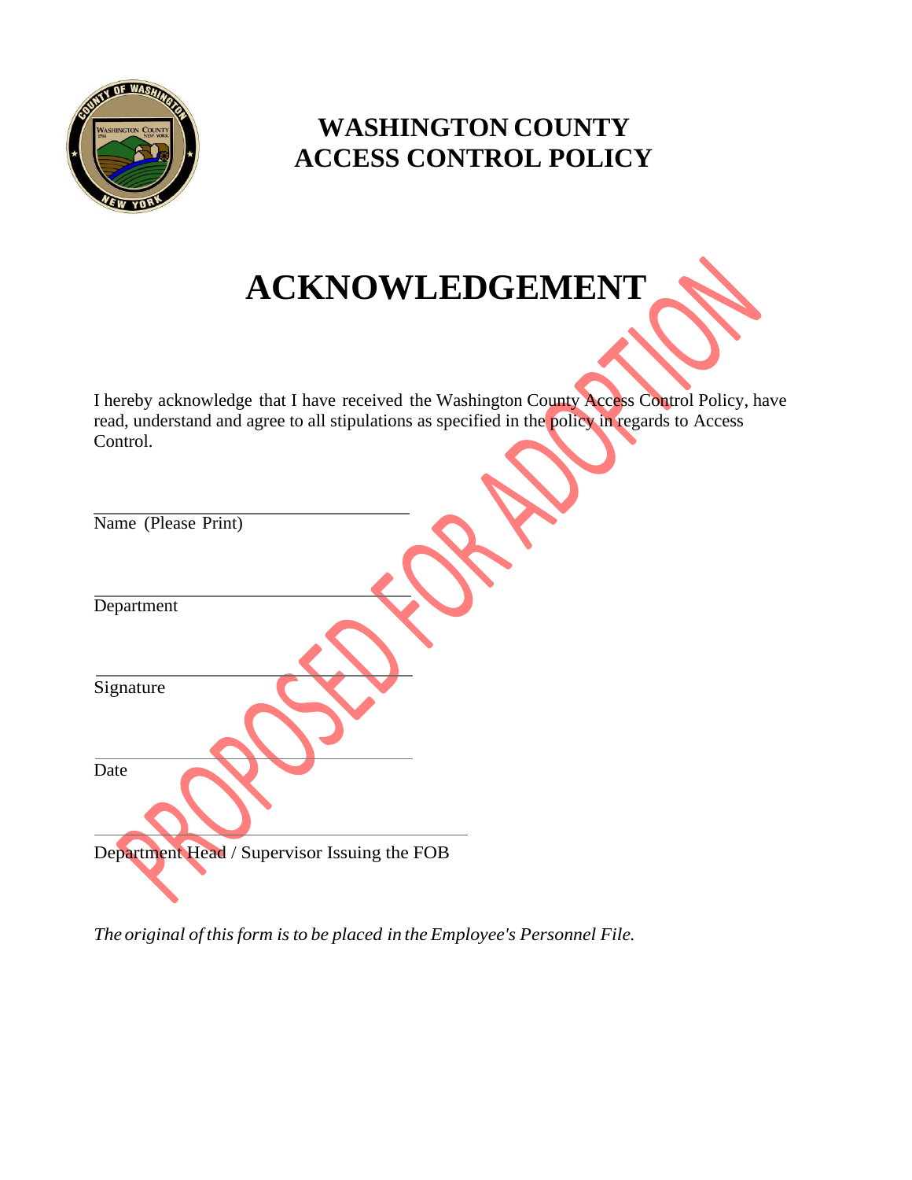# WASHINGTON COUNTY
# ACCESS CONTROL POLICY

# ACKNOWLEDGEMENT

PROPOSED FOR ADOPTION

I hereby acknowledge that I have received the Washington County Access Control Policy, have read, understand and agree to all stipulations as specified in the policy in regards to Access Control.

\_\_\_\_\_\_\_\_\_\_\_\_\_\_\_\_\_\_\_\_\_\_\_\_\_\_\_\_\_\_\_\_\_\_\_\_
Name (Please Print)

\_\_\_\_\_\_\_\_\_\_\_\_\_\_\_\_\_\_\_\_\_\_\_\_\_\_\_\_\_\_\_\_\_\_\_\_
Department

\_\_\_\_\_\_\_\_\_\_\_\_\_\_\_\_\_\_\_\_\_\_\_\_\_\_\_\_\_\_\_\_\_\_\_\_
Signature

\_\_\_\_\_\_\_\_\_\_\_\_\_\_\_\_\_\_\_\_\_\_\_\_\_\_\_\_\_\_\_\_\_\_\_\_
Date

\_\_\_\_\_\_\_\_\_\_\_\_\_\_\_\_\_\_\_\_\_\_\_\_\_\_\_\_\_\_\_\_\_\_\_\_\_\_\_\_
Department Head / Supervisor Issuing the FOB

*The original of this form is to be placed in the Employee's Personnel File.*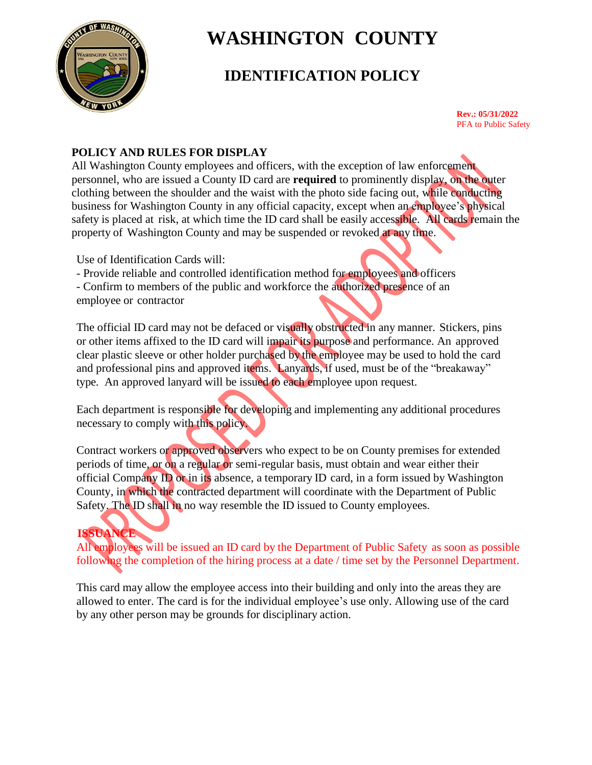# WASHINGTON COUNTY

## IDENTIFICATION POLICY

**Rev.: 05/31/2022**
PFA to Public Safety

### POLICY AND RULES FOR DISPLAY

All Washington County employees and officers, with the exception of law enforcement personnel, who are issued a County ID card are **required** to prominently display, on the outer clothing between the shoulder and the waist with the photo side facing out, while conducting business for Washington County in any official capacity, except when an employee's physical safety is placed at risk, at which time the ID card shall be easily accessible. All cards remain the property of Washington County and may be suspended or revoked at any time.

Use of Identification Cards will:

- Provide reliable and controlled identification method for employees and officers
- Confirm to members of the public and workforce the authorized presence of an employee or contractor

The official ID card may not be defaced or visually obstructed in any manner. Stickers, pins or other items affixed to the ID card will impair its purpose and performance. An approved clear plastic sleeve or other holder purchased by the employee may be used to hold the card and professional pins and approved items. Lanyards, if used, must be of the "breakaway" type. An approved lanyard will be issued to each employee upon request.

Each department is responsible for developing and implementing any additional procedures necessary to comply with this policy.

Contract workers or approved observers who expect to be on County premises for extended periods of time, or on a regular or semi-regular basis, must obtain and wear either their official Company ID or in its absence, a temporary ID card, in a form issued by Washington County, in which the contracted department will coordinate with the Department of Public Safety. The ID shall in no way resemble the ID issued to County employees.

### ISSUANCE

All employees will be issued an ID card by the Department of Public Safety as soon as possible following the completion of the hiring process at a date / time set by the Personnel Department.

This card may allow the employee access into their building and only into the areas they are allowed to enter. The card is for the individual employee's use only. Allowing use of the card by any other person may be grounds for disciplinary action.

PROPOSED FOR ADOPTION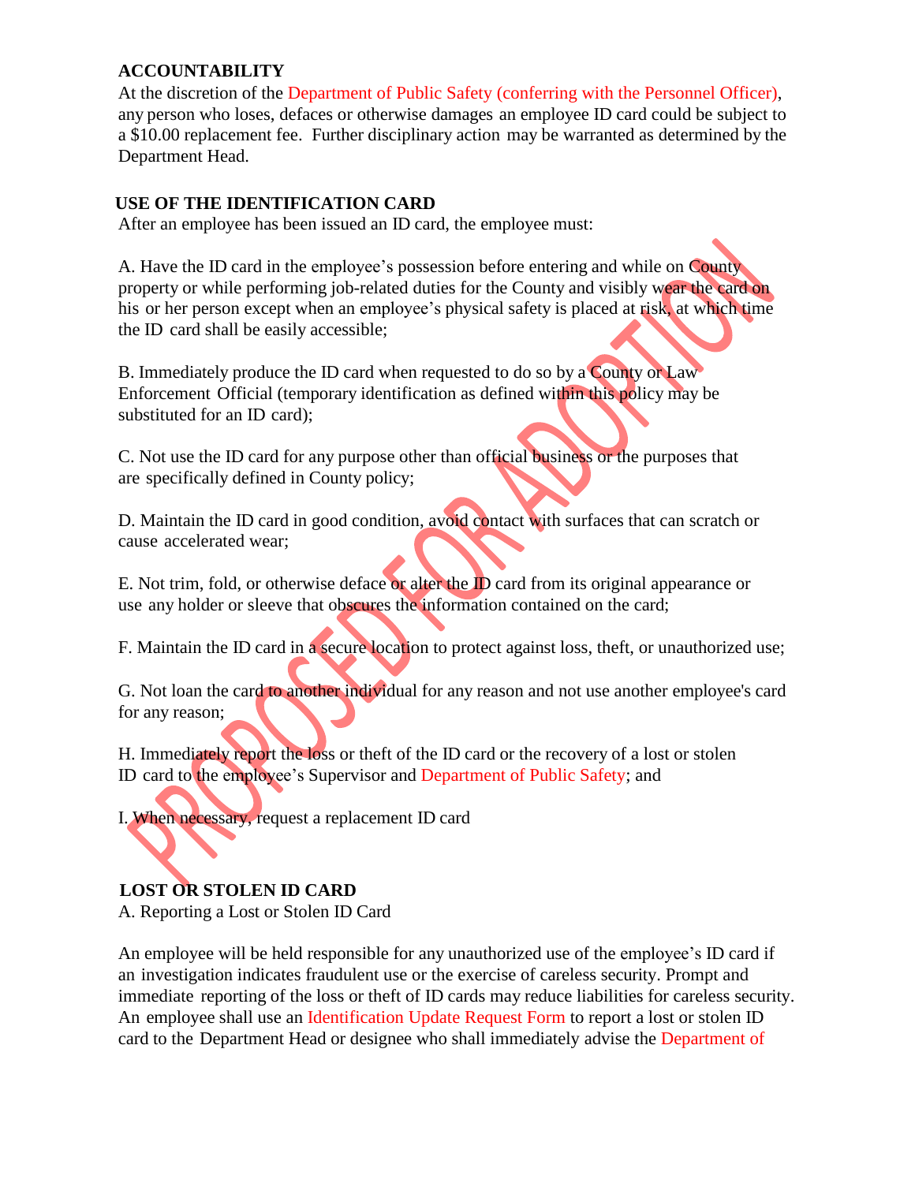**ACCOUNTABILITY**

At the discretion of the Department of Public Safety (conferring with the Personnel Officer), any person who loses, defaces or otherwise damages an employee ID card could be subject to a $10.00 replacement fee. Further disciplinary action may be warranted as determined by the Department Head.

**USE OF THE IDENTIFICATION CARD**

After an employee has been issued an ID card, the employee must:

A. Have the ID card in the employee's possession before entering and while on County property or while performing job-related duties for the County and visibly wear the card on his or her person except when an employee's physical safety is placed at risk, at which time the ID card shall be easily accessible;

B. Immediately produce the ID card when requested to do so by a County or Law Enforcement Official (temporary identification as defined within this policy may be substituted for an ID card);

C. Not use the ID card for any purpose other than official business or the purposes that are specifically defined in County policy;

D. Maintain the ID card in good condition, avoid contact with surfaces that can scratch or cause accelerated wear;

E. Not trim, fold, or otherwise deface or alter the ID card from its original appearance or use any holder or sleeve that obscures the information contained on the card;

F. Maintain the ID card in a secure location to protect against loss, theft, or unauthorized use;

G. Not loan the card to another individual for any reason and not use another employee's card for any reason;

H. Immediately report the loss or theft of the ID card or the recovery of a lost or stolen ID card to the employee's Supervisor and Department of Public Safety; and

I. When necessary, request a replacement ID card

**LOST OR STOLEN ID CARD**

A. Reporting a Lost or Stolen ID Card

An employee will be held responsible for any unauthorized use of the employee's ID card if an investigation indicates fraudulent use or the exercise of careless security. Prompt and immediate reporting of the loss or theft of ID cards may reduce liabilities for careless security. An employee shall use an Identification Update Request Form to report a lost or stolen ID card to the Department Head or designee who shall immediately advise the Department of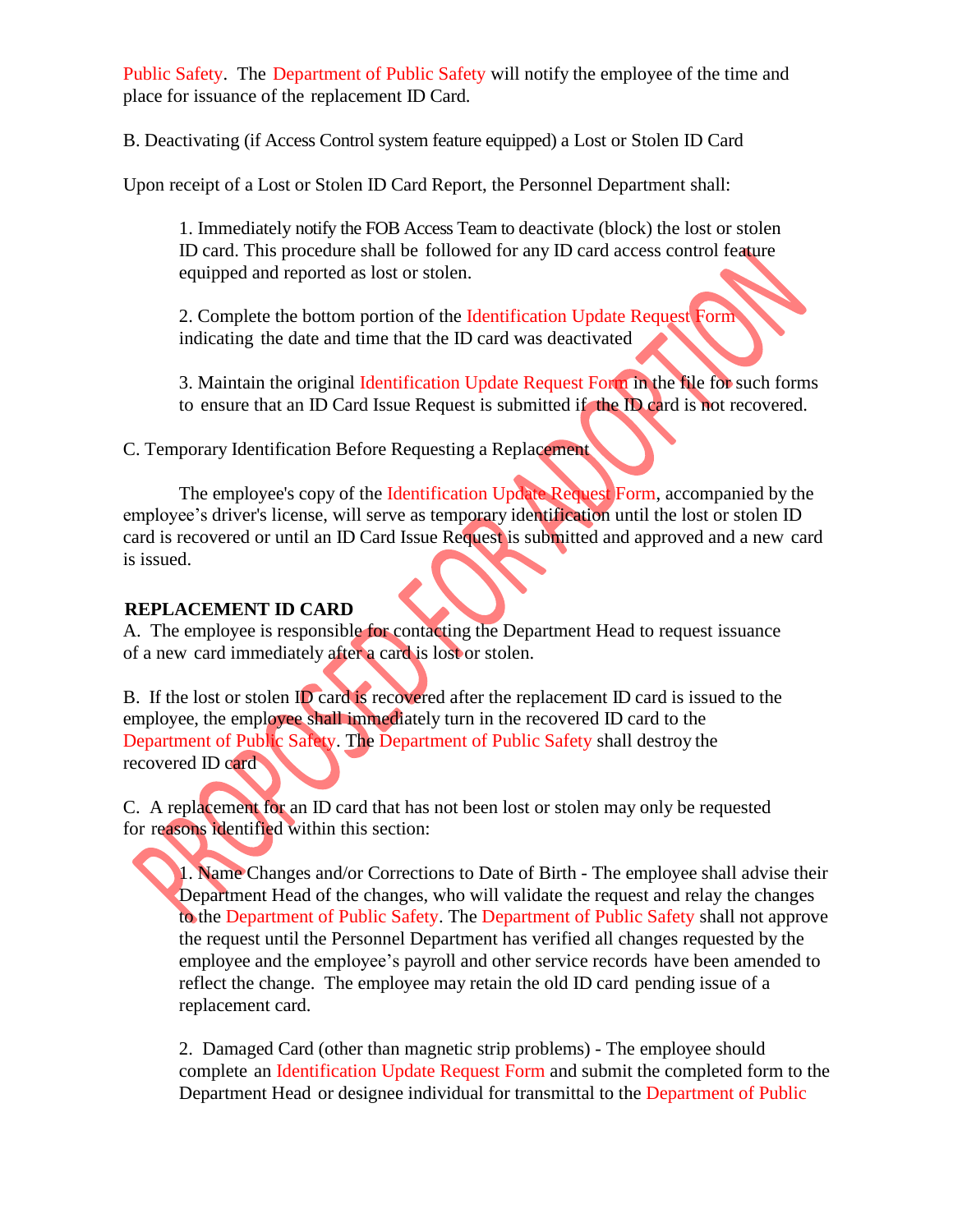Public Safety. The Department of Public Safety will notify the employee of the time and place for issuance of the replacement ID Card.

B. Deactivating (if Access Control system feature equipped) a Lost or Stolen ID Card

Upon receipt of a Lost or Stolen ID Card Report, the Personnel Department shall:

1. Immediately notify the FOB Access Team to deactivate (block) the lost or stolen ID card. This procedure shall be followed for any ID card access control feature equipped and reported as lost or stolen.

2. Complete the bottom portion of the Identification Update Request Form indicating the date and time that the ID card was deactivated

3. Maintain the original Identification Update Request Form in the file for such forms to ensure that an ID Card Issue Request is submitted if the ID card is not recovered.

C. Temporary Identification Before Requesting a Replacement

The employee's copy of the Identification Update Request Form, accompanied by the employee's driver's license, will serve as temporary identification until the lost or stolen ID card is recovered or until an ID Card Issue Request is submitted and approved and a new card is issued.

**REPLACEMENT ID CARD**

A. The employee is responsible for contacting the Department Head to request issuance of a new card immediately after a card is lost or stolen.

B. If the lost or stolen ID card is recovered after the replacement ID card is issued to the employee, the employee shall immediately turn in the recovered ID card to the Department of Public Safety. The Department of Public Safety shall destroy the recovered ID card

C. A replacement for an ID card that has not been lost or stolen may only be requested for reasons identified within this section:

1. Name Changes and/or Corrections to Date of Birth - The employee shall advise their Department Head of the changes, who will validate the request and relay the changes to the Department of Public Safety. The Department of Public Safety shall not approve the request until the Personnel Department has verified all changes requested by the employee and the employee's payroll and other service records have been amended to reflect the change. The employee may retain the old ID card pending issue of a replacement card.

2. Damaged Card (other than magnetic strip problems) - The employee should complete an Identification Update Request Form and submit the completed form to the Department Head or designee individual for transmittal to the Department of Public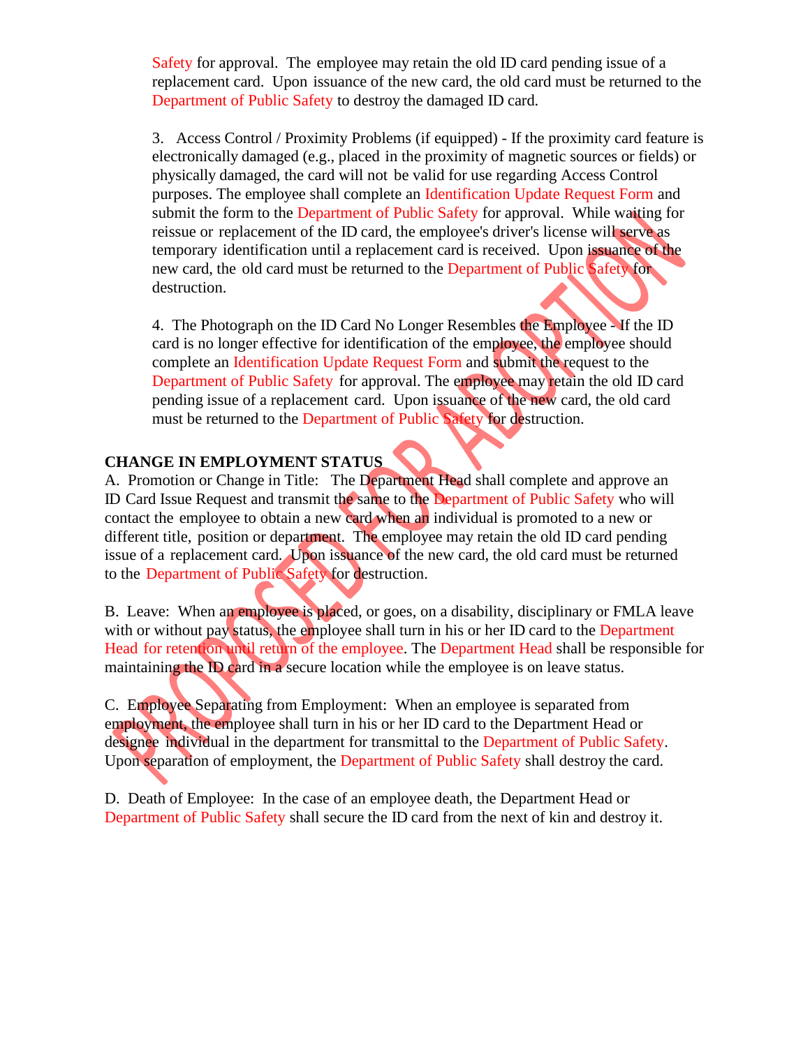Safety for approval. The employee may retain the old ID card pending issue of a replacement card. Upon issuance of the new card, the old card must be returned to the Department of Public Safety to destroy the damaged ID card.

3. Access Control / Proximity Problems (if equipped) - If the proximity card feature is electronically damaged (e.g., placed in the proximity of magnetic sources or fields) or physically damaged, the card will not be valid for use regarding Access Control purposes. The employee shall complete an Identification Update Request Form and submit the form to the Department of Public Safety for approval. While waiting for reissue or replacement of the ID card, the employee's driver's license will serve as temporary identification until a replacement card is received. Upon issuance of the new card, the old card must be returned to the Department of Public Safety for destruction.

4. The Photograph on the ID Card No Longer Resembles the Employee - If the ID card is no longer effective for identification of the employee, the employee should complete an Identification Update Request Form and submit the request to the Department of Public Safety for approval. The employee may retain the old ID card pending issue of a replacement card. Upon issuance of the new card, the old card must be returned to the Department of Public Safety for destruction.

**CHANGE IN EMPLOYMENT STATUS**

A. Promotion or Change in Title: The Department Head shall complete and approve an ID Card Issue Request and transmit the same to the Department of Public Safety who will contact the employee to obtain a new card when an individual is promoted to a new or different title, position or department. The employee may retain the old ID card pending issue of a replacement card. Upon issuance of the new card, the old card must be returned to the Department of Public Safety for destruction.

B. Leave: When an employee is placed, or goes, on a disability, disciplinary or FMLA leave with or without pay status, the employee shall turn in his or her ID card to the Department Head for retention until return of the employee. The Department Head shall be responsible for maintaining the ID card in a secure location while the employee is on leave status.

C. Employee Separating from Employment: When an employee is separated from employment, the employee shall turn in his or her ID card to the Department Head or designee individual in the department for transmittal to the Department of Public Safety. Upon separation of employment, the Department of Public Safety shall destroy the card.

D. Death of Employee: In the case of an employee death, the Department Head or Department of Public Safety shall secure the ID card from the next of kin and destroy it.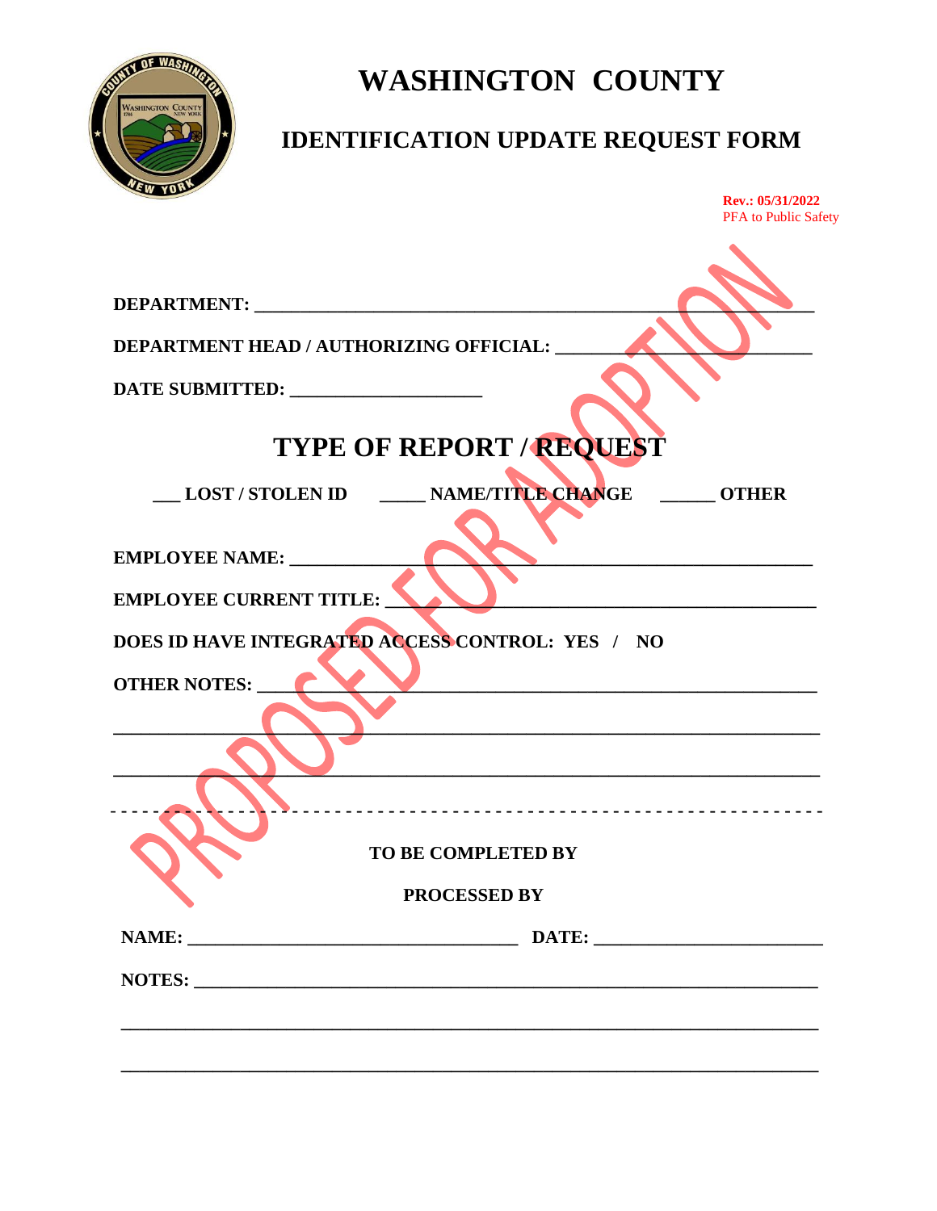# WASHINGTON COUNTY

## IDENTIFICATION UPDATE REQUEST FORM

**Rev.: 05/31/2022**
PFA to Public Safety

PROPOSED FOR ADOPTION

**DEPARTMENT:** ____________________________________________

**DEPARTMENT HEAD / AUTHORIZING OFFICIAL:** ____________________

**DATE SUBMITTED:** ____________________

## TYPE OF REPORT / REQUEST

**___ LOST / STOLEN ID     _____ NAME/TITLE CHANGE     ______ OTHER**

**EMPLOYEE NAME:** ____________________________________________

**EMPLOYEE CURRENT TITLE:** ____________________________________

**DOES ID HAVE INTEGRATED ACCESS CONTROL: YES / NO**

**OTHER NOTES:** ______________________________________________

_______________________________________________________________

_______________________________________________________________

- - - - - - - - - - - - - - - - - - - - - - - - - - - - - - - - - - - - - - - -

**TO BE COMPLETED BY**

**PROCESSED BY**

**NAME:** ______________________________ **DATE:** ____________________

**NOTES:** ____________________________________________________

_______________________________________________________________

_______________________________________________________________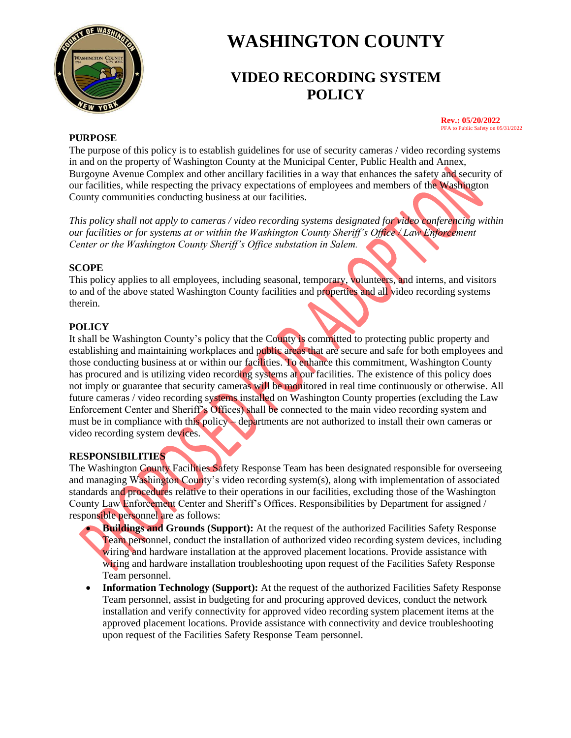# WASHINGTON COUNTY

## VIDEO RECORDING SYSTEM POLICY

**Rev.: 05/20/2022**
PFA to Public Safety on 05/31/2022

PROPOSED FOR ADOPTION

### PURPOSE

The purpose of this policy is to establish guidelines for use of security cameras / video recording systems in and on the property of Washington County at the Municipal Center, Public Health and Annex, Burgoyne Avenue Complex and other ancillary facilities in a way that enhances the safety and security of our facilities, while respecting the privacy expectations of employees and members of the Washington County communities conducting business at our facilities.

*This policy shall not apply to cameras / video recording systems designated for video conferencing within our facilities or for systems at or within the Washington County Sheriff's Office / Law Enforcement Center or the Washington County Sheriff's Office substation in Salem.*

### SCOPE

This policy applies to all employees, including seasonal, temporary, volunteers, and interns, and visitors to and of the above stated Washington County facilities and properties and all video recording systems therein.

### POLICY

It shall be Washington County's policy that the County is committed to protecting public property and establishing and maintaining workplaces and public areas that are secure and safe for both employees and those conducting business at or within our facilities. To enhance this commitment, Washington County has procured and is utilizing video recording systems at our facilities. The existence of this policy does not imply or guarantee that security cameras will be monitored in real time continuously or otherwise. All future cameras / video recording systems installed on Washington County properties (excluding the Law Enforcement Center and Sheriff's Offices) shall be connected to the main video recording system and must be in compliance with this policy – departments are not authorized to install their own cameras or video recording system devices.

### RESPONSIBILITIES

The Washington County Facilities Safety Response Team has been designated responsible for overseeing and managing Washington County's video recording system(s), along with implementation of associated standards and procedures relative to their operations in our facilities, excluding those of the Washington County Law Enforcement Center and Sheriff's Offices. Responsibilities by Department for assigned / responsible personnel are as follows:

- **Buildings and Grounds (Support):** At the request of the authorized Facilities Safety Response Team personnel, conduct the installation of authorized video recording system devices, including wiring and hardware installation at the approved placement locations. Provide assistance with wiring and hardware installation troubleshooting upon request of the Facilities Safety Response Team personnel.
- **Information Technology (Support):** At the request of the authorized Facilities Safety Response Team personnel, assist in budgeting for and procuring approved devices, conduct the network installation and verify connectivity for approved video recording system placement items at the approved placement locations. Provide assistance with connectivity and device troubleshooting upon request of the Facilities Safety Response Team personnel.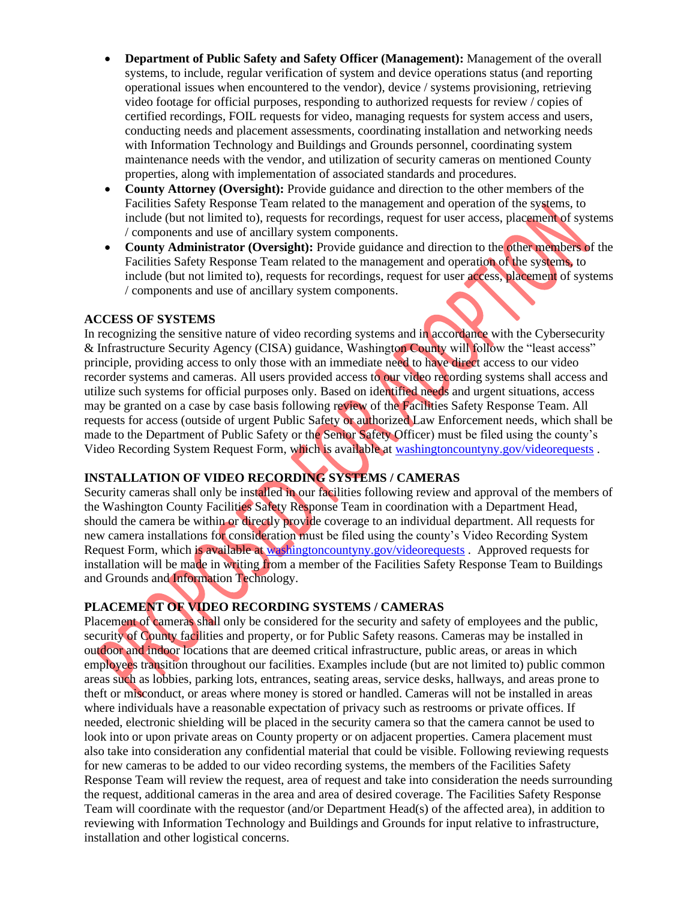- **Department of Public Safety and Safety Officer (Management):** Management of the overall systems, to include, regular verification of system and device operations status (and reporting operational issues when encountered to the vendor), device / systems provisioning, retrieving video footage for official purposes, responding to authorized requests for review / copies of certified recordings, FOIL requests for video, managing requests for system access and users, conducting needs and placement assessments, coordinating installation and networking needs with Information Technology and Buildings and Grounds personnel, coordinating system maintenance needs with the vendor, and utilization of security cameras on mentioned County properties, along with implementation of associated standards and procedures.
- **County Attorney (Oversight):** Provide guidance and direction to the other members of the Facilities Safety Response Team related to the management and operation of the systems, to include (but not limited to), requests for recordings, request for user access, placement of systems / components and use of ancillary system components.
- **County Administrator (Oversight):** Provide guidance and direction to the other members of the Facilities Safety Response Team related to the management and operation of the systems, to include (but not limited to), requests for recordings, request for user access, placement of systems / components and use of ancillary system components.

**ACCESS OF SYSTEMS**

In recognizing the sensitive nature of video recording systems and in accordance with the Cybersecurity & Infrastructure Security Agency (CISA) guidance, Washington County will follow the "least access" principle, providing access to only those with an immediate need to have direct access to our video recorder systems and cameras. All users provided access to our video recording systems shall access and utilize such systems for official purposes only. Based on identified needs and urgent situations, access may be granted on a case by case basis following review of the Facilities Safety Response Team. All requests for access (outside of urgent Public Safety or authorized Law Enforcement needs, which shall be made to the Department of Public Safety or the Senior Safety Officer) must be filed using the county's Video Recording System Request Form, which is available at washingtoncountyny.gov/videorequests .

**INSTALLATION OF VIDEO RECORDING SYSTEMS / CAMERAS**

Security cameras shall only be installed in our facilities following review and approval of the members of the Washington County Facilities Safety Response Team in coordination with a Department Head, should the camera be within or directly provide coverage to an individual department. All requests for new camera installations for consideration must be filed using the county's Video Recording System Request Form, which is available at washingtoncountyny.gov/videorequests . Approved requests for installation will be made in writing from a member of the Facilities Safety Response Team to Buildings and Grounds and Information Technology.

**PLACEMENT OF VIDEO RECORDING SYSTEMS / CAMERAS**

Placement of cameras shall only be considered for the security and safety of employees and the public, security of County facilities and property, or for Public Safety reasons. Cameras may be installed in outdoor and indoor locations that are deemed critical infrastructure, public areas, or areas in which employees transition throughout our facilities. Examples include (but are not limited to) public common areas such as lobbies, parking lots, entrances, seating areas, service desks, hallways, and areas prone to theft or misconduct, or areas where money is stored or handled. Cameras will not be installed in areas where individuals have a reasonable expectation of privacy such as restrooms or private offices. If needed, electronic shielding will be placed in the security camera so that the camera cannot be used to look into or upon private areas on County property or on adjacent properties. Camera placement must also take into consideration any confidential material that could be visible. Following reviewing requests for new cameras to be added to our video recording systems, the members of the Facilities Safety Response Team will review the request, area of request and take into consideration the needs surrounding the request, additional cameras in the area and area of desired coverage. The Facilities Safety Response Team will coordinate with the requestor (and/or Department Head(s) of the affected area), in addition to reviewing with Information Technology and Buildings and Grounds for input relative to infrastructure, installation and other logistical concerns.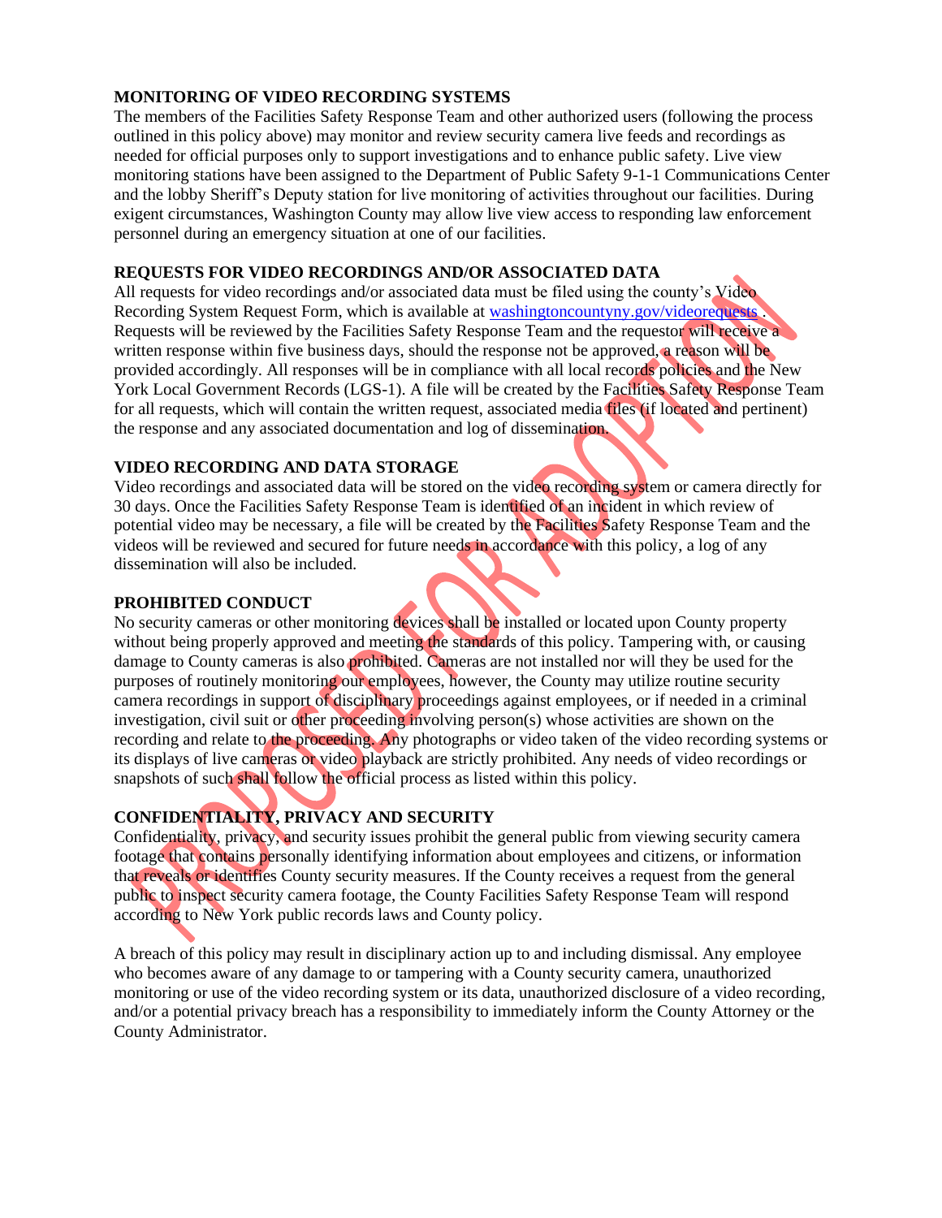**MONITORING OF VIDEO RECORDING SYSTEMS**

The members of the Facilities Safety Response Team and other authorized users (following the process outlined in this policy above) may monitor and review security camera live feeds and recordings as needed for official purposes only to support investigations and to enhance public safety. Live view monitoring stations have been assigned to the Department of Public Safety 9-1-1 Communications Center and the lobby Sheriff's Deputy station for live monitoring of activities throughout our facilities. During exigent circumstances, Washington County may allow live view access to responding law enforcement personnel during an emergency situation at one of our facilities.

**REQUESTS FOR VIDEO RECORDINGS AND/OR ASSOCIATED DATA**

All requests for video recordings and/or associated data must be filed using the county's Video Recording System Request Form, which is available at washingtoncountyny.gov/videorequests . Requests will be reviewed by the Facilities Safety Response Team and the requestor will receive a written response within five business days, should the response not be approved, a reason will be provided accordingly. All responses will be in compliance with all local records policies and the New York Local Government Records (LGS-1). A file will be created by the Facilities Safety Response Team for all requests, which will contain the written request, associated media files (if located and pertinent) the response and any associated documentation and log of dissemination.

**VIDEO RECORDING AND DATA STORAGE**

Video recordings and associated data will be stored on the video recording system or camera directly for 30 days. Once the Facilities Safety Response Team is identified of an incident in which review of potential video may be necessary, a file will be created by the Facilities Safety Response Team and the videos will be reviewed and secured for future needs in accordance with this policy, a log of any dissemination will also be included.

**PROHIBITED CONDUCT**

No security cameras or other monitoring devices shall be installed or located upon County property without being properly approved and meeting the standards of this policy. Tampering with, or causing damage to County cameras is also prohibited. Cameras are not installed nor will they be used for the purposes of routinely monitoring our employees, however, the County may utilize routine security camera recordings in support of disciplinary proceedings against employees, or if needed in a criminal investigation, civil suit or other proceeding involving person(s) whose activities are shown on the recording and relate to the proceeding. Any photographs or video taken of the video recording systems or its displays of live cameras or video playback are strictly prohibited. Any needs of video recordings or snapshots of such shall follow the official process as listed within this policy.

**CONFIDENTIALITY, PRIVACY AND SECURITY**

Confidentiality, privacy, and security issues prohibit the general public from viewing security camera footage that contains personally identifying information about employees and citizens, or information that reveals or identifies County security measures. If the County receives a request from the general public to inspect security camera footage, the County Facilities Safety Response Team will respond according to New York public records laws and County policy.

A breach of this policy may result in disciplinary action up to and including dismissal. Any employee who becomes aware of any damage to or tampering with a County security camera, unauthorized monitoring or use of the video recording system or its data, unauthorized disclosure of a video recording, and/or a potential privacy breach has a responsibility to immediately inform the County Attorney or the County Administrator.

PROPOSED FOR ADOPTION